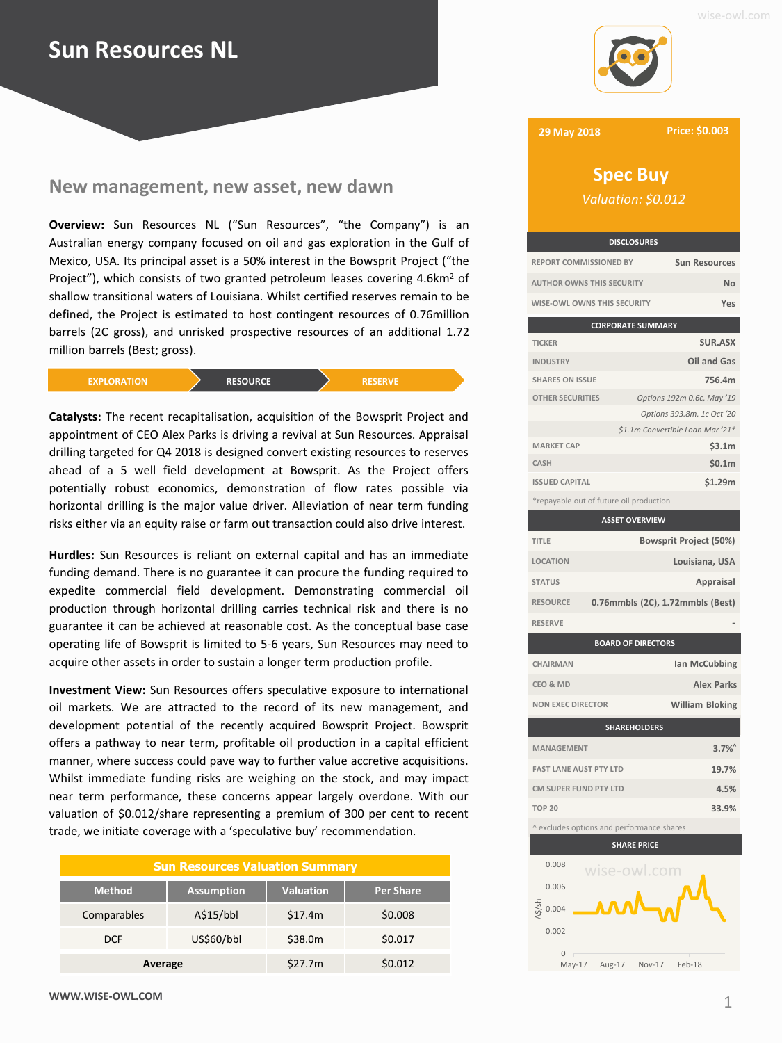# Sun Resources NL

## New management, new asset, new dawn

**Overview:** Sun Resources NL ("Sun Resources", "the Company") is an Australian energy company focused on oil and gas exploration in the Gulf of Mexico, USA. Its principal asset is a 50% interest in the Bowsprit Project ("the Project"), which consists of two granted petroleum leases covering 4.6km$^2$ of shallow transitional waters of Louisiana. Whilst certified reserves remain to be defined, the Project is estimated to host contingent resources of 0.76million barrels (2C gross), and unrisked prospective resources of an additional 1.72 million barrels (Best; gross).

EXPLORATION → RESOURCE → RESERVE

**Catalysts:** The recent recapitalisation, acquisition of the Bowsprit Project and appointment of CEO Alex Parks is driving a revival at Sun Resources. Appraisal drilling targeted for Q4 2018 is designed convert existing resources to reserves ahead of a 5 well field development at Bowsprit. As the Project offers potentially robust economics, demonstration of flow rates possible via horizontal drilling is the major value driver. Alleviation of near term funding risks either via an equity raise or farm out transaction could also drive interest.

**Hurdles:** Sun Resources is reliant on external capital and has an immediate funding demand. There is no guarantee it can procure the funding required to expedite commercial field development. Demonstrating commercial oil production through horizontal drilling carries technical risk and there is no guarantee it can be achieved at reasonable cost. As the conceptual base case operating life of Bowsprit is limited to 5-6 years, Sun Resources may need to acquire other assets in order to sustain a longer term production profile.

**Investment View:** Sun Resources offers speculative exposure to international oil markets. We are attracted to the record of its new management, and development potential of the recently acquired Bowsprit Project. Bowsprit offers a pathway to near term, profitable oil production in a capital efficient manner, where success could pave way to further value accretive acquisitions. Whilst immediate funding risks are weighing on the stock, and may impact near term performance, these concerns appear largely overdone. With our valuation of $0.012/share representing a premium of 300 per cent to recent trade, we initiate coverage with a 'speculative buy' recommendation.

**Sun Resources Valuation Summary**

| Method | Assumption | Valuation | Per Share |
|---|---|---|---|
| Comparables | A$15/bbl | $17.4m | $0.008 |
| DCF | US$60/bbl | $38.0m | $0.017 |
| **Average** | | $27.7m | $0.012 |

WWW.WISE-OWL.COM

---

**29 May 2018** — **Price: $0.003**

## Spec Buy

*Valuation: $0.012*

| DISCLOSURES | |
|---|---|
| REPORT COMMISSIONED BY | Sun Resources |
| AUTHOR OWNS THIS SECURITY | No |
| WISE-OWL OWNS THIS SECURITY | Yes |

| CORPORATE SUMMARY | |
|---|---|
| TICKER | SUR.ASX |
| INDUSTRY | Oil and Gas |
| SHARES ON ISSUE | 756.4m |
| OTHER SECURITIES | *Options 192m 0.6c, May '19* |
| | *Options 393.8m, 1c Oct '20* |
| | *$1.1m Convertible Loan Mar '21\** |
| MARKET CAP | $3.1m |
| CASH | $0.1m |
| ISSUED CAPITAL | $1.29m |

*repayable out of future oil production

| ASSET OVERVIEW | |
|---|---|
| TITLE | Bowsprit Project (50%) |
| LOCATION | Louisiana, USA |
| STATUS | Appraisal |
| RESOURCE | 0.76mmbls (2C), 1.72mmbls (Best) |
| RESERVE | - |

| BOARD OF DIRECTORS | |
|---|---|
| CHAIRMAN | Ian McCubbing |
| CEO & MD | Alex Parks |
| NON EXEC DIRECTOR | William Bloking |

| SHAREHOLDERS | |
|---|---|
| MANAGEMENT | 3.7%^ |
| FAST LANE AUST PTY LTD | 19.7% |
| CM SUPER FUND PTY LTD | 4.5% |
| TOP 20 | 33.9% |

^ excludes options and performance shares

**SHARE PRICE**

(Chart: A$/sh, May-17 to Feb-18, range 0 to 0.008)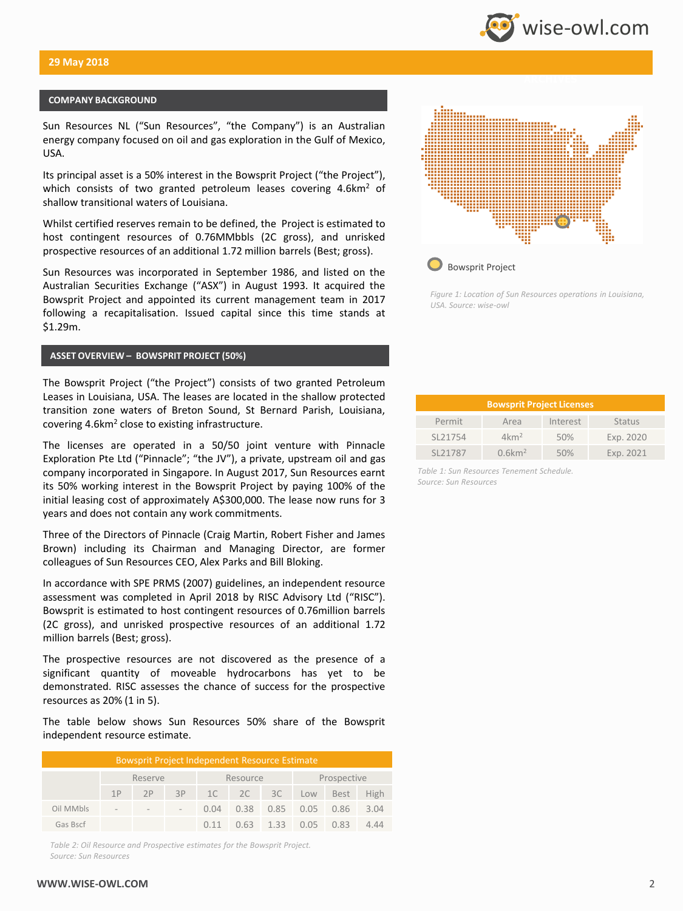**29 May 2018**

## COMPANY BACKGROUND

Sun Resources NL ("Sun Resources", "the Company") is an Australian energy company focused on oil and gas exploration in the Gulf of Mexico, USA.

Its principal asset is a 50% interest in the Bowsprit Project ("the Project"), which consists of two granted petroleum leases covering 4.6km$^2$ of shallow transitional waters of Louisiana.

Whilst certified reserves remain to be defined, the Project is estimated to host contingent resources of 0.76MMbbls (2C gross), and unrisked prospective resources of an additional 1.72 million barrels (Best; gross).

Sun Resources was incorporated in September 1986, and listed on the Australian Securities Exchange ("ASX") in August 1993. It acquired the Bowsprit Project and appointed its current management team in 2017 following a recapitalisation. Issued capital since this time stands at $1.29m.

Bowsprit Project

*Figure 1: Location of Sun Resources operations in Louisiana, USA. Source: wise-owl*

## ASSET OVERVIEW – BOWSPRIT PROJECT (50%)

The Bowsprit Project ("the Project") consists of two granted Petroleum Leases in Louisiana, USA. The leases are located in the shallow protected transition zone waters of Breton Sound, St Bernard Parish, Louisiana, covering 4.6km$^2$ close to existing infrastructure.

The licenses are operated in a 50/50 joint venture with Pinnacle Exploration Pte Ltd ("Pinnacle"; "the JV"), a private, upstream oil and gas company incorporated in Singapore. In August 2017, Sun Resources earnt its 50% working interest in the Bowsprit Project by paying 100% of the initial leasing cost of approximately A$300,000. The lease now runs for 3 years and does not contain any work commitments.

Three of the Directors of Pinnacle (Craig Martin, Robert Fisher and James Brown) including its Chairman and Managing Director, are former colleagues of Sun Resources CEO, Alex Parks and Bill Bloking.

In accordance with SPE PRMS (2007) guidelines, an independent resource assessment was completed in April 2018 by RISC Advisory Ltd ("RISC"). Bowsprit is estimated to host contingent resources of 0.76million barrels (2C gross), and unrisked prospective resources of an additional 1.72 million barrels (Best; gross).

The prospective resources are not discovered as the presence of a significant quantity of moveable hydrocarbons has yet to be demonstrated. RISC assesses the chance of success for the prospective resources as 20% (1 in 5).

The table below shows Sun Resources 50% share of the Bowsprit independent resource estimate.

**Bowsprit Project Licenses**

| Permit | Area | Interest | Status |
|---|---|---|---|
| SL21754 | 4km$^2$ | 50% | Exp. 2020 |
| SL21787 | 0.6km$^2$ | 50% | Exp. 2021 |

*Table 1: Sun Resources Tenement Schedule. Source: Sun Resources*

**Bowsprit Project Independent Resource Estimate**

| | Reserve | | | Resource | | | Prospective | | |
|---|---|---|---|---|---|---|---|---|---|
| | 1P | 2P | 3P | 1C | 2C | 3C | Low | Best | High |
| Oil MMbls | - | - | - | 0.04 | 0.38 | 0.85 | 0.05 | 0.86 | 3.04 |
| Gas Bscf | | | | 0.11 | 0.63 | 1.33 | 0.05 | 0.83 | 4.44 |

*Table 2: Oil Resource and Prospective estimates for the Bowsprit Project. Source: Sun Resources*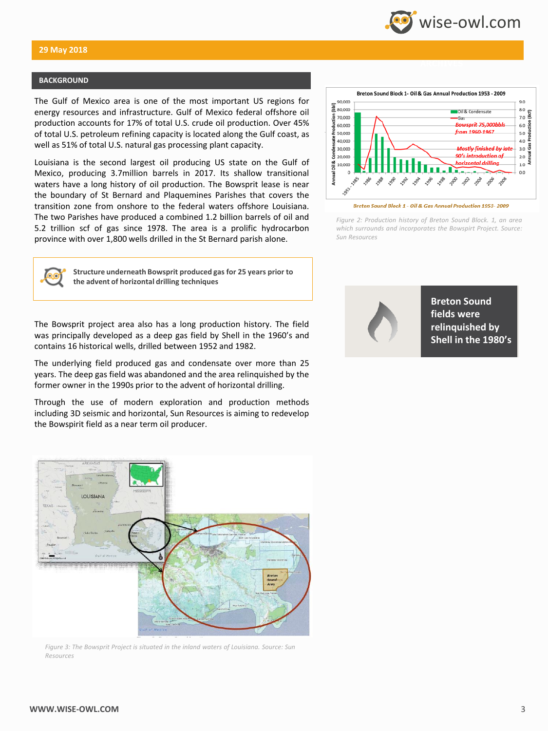## BACKGROUND

The Gulf of Mexico area is one of the most important US regions for energy resources and infrastructure. Gulf of Mexico federal offshore oil production accounts for 17% of total U.S. crude oil production. Over 45% of total U.S. petroleum refining capacity is located along the Gulf coast, as well as 51% of total U.S. natural gas processing plant capacity.

Louisiana is the second largest oil producing US state on the Gulf of Mexico, producing 3.7million barrels in 2017. Its shallow transitional waters have a long history of oil production. The Bowsprit lease is near the boundary of St Bernard and Plaquemines Parishes that covers the transition zone from onshore to the federal waters offshore Louisiana. The two Parishes have produced a combined 1.2 billion barrels of oil and 5.2 trillion scf of gas since 1978. The area is a prolific hydrocarbon province with over 1,800 wells drilled in the St Bernard parish alone.

**Structure underneath Bowsprit produced gas for 25 years prior to the advent of horizontal drilling techniques**

The Bowsprit project area also has a long production history. The field was principally developed as a deep gas field by Shell in the 1960's and contains 16 historical wells, drilled between 1952 and 1982.

The underlying field produced gas and condensate over more than 25 years. The deep gas field was abandoned and the area relinquished by the former owner in the 1990s prior to the advent of horizontal drilling.

Through the use of modern exploration and production methods including 3D seismic and horizontal, Sun Resources is aiming to redevelop the Bowspirit field as a near term oil producer.

*Breton Sound Block 1 - Oil & Gas Annual Production 1953- 2009*

*Figure 2: Production history of Breton Sound Block. 1, an area which surrounds and incorporates the Bowspirt Project. Source: Sun Resources*

**Breton Sound fields were relinquished by Shell in the 1980's**

*Figure 3: The Bowsprit Project is situated in the inland waters of Louisiana. Source: Sun Resources*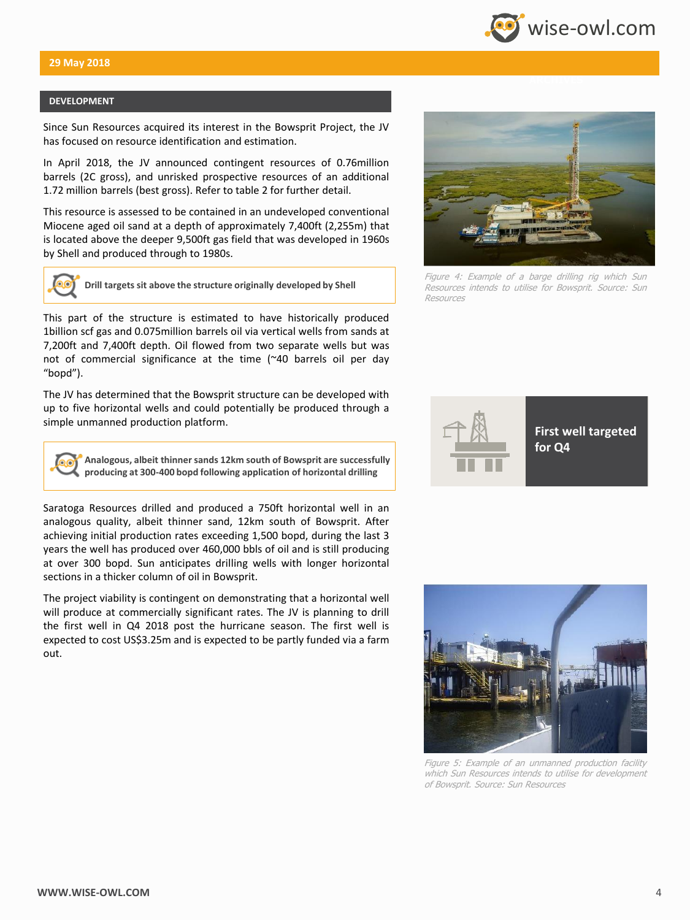## DEVELOPMENT

Since Sun Resources acquired its interest in the Bowsprit Project, the JV has focused on resource identification and estimation.

In April 2018, the JV announced contingent resources of 0.76million barrels (2C gross), and unrisked prospective resources of an additional 1.72 million barrels (best gross). Refer to table 2 for further detail.

This resource is assessed to be contained in an undeveloped conventional Miocene aged oil sand at a depth of approximately 7,400ft (2,255m) that is located above the deeper 9,500ft gas field that was developed in 1960s by Shell and produced through to 1980s.

> **Drill targets sit above the structure originally developed by Shell**

This part of the structure is estimated to have historically produced 1billion scf gas and 0.075million barrels oil via vertical wells from sands at 7,200ft and 7,400ft depth. Oil flowed from two separate wells but was not of commercial significance at the time (~40 barrels oil per day "bopd").

The JV has determined that the Bowsprit structure can be developed with up to five horizontal wells and could potentially be produced through a simple unmanned production platform.

> **Analogous, albeit thinner sands 12km south of Bowsprit are successfully producing at 300-400 bopd following application of horizontal drilling**

Saratoga Resources drilled and produced a 750ft horizontal well in an analogous quality, albeit thinner sand, 12km south of Bowsprit. After achieving initial production rates exceeding 1,500 bopd, during the last 3 years the well has produced over 460,000 bbls of oil and is still producing at over 300 bopd. Sun anticipates drilling wells with longer horizontal sections in a thicker column of oil in Bowsprit.

The project viability is contingent on demonstrating that a horizontal well will produce at commercially significant rates. The JV is planning to drill the first well in Q4 2018 post the hurricane season. The first well is expected to cost US$3.25m and is expected to be partly funded via a farm out.

*Figure 4: Example of a barge drilling rig which Sun Resources intends to utilise for Bowsprit. Source: Sun Resources*

**First well targeted for Q4**

*Figure 5: Example of an unmanned production facility which Sun Resources intends to utilise for development of Bowsprit. Source: Sun Resources*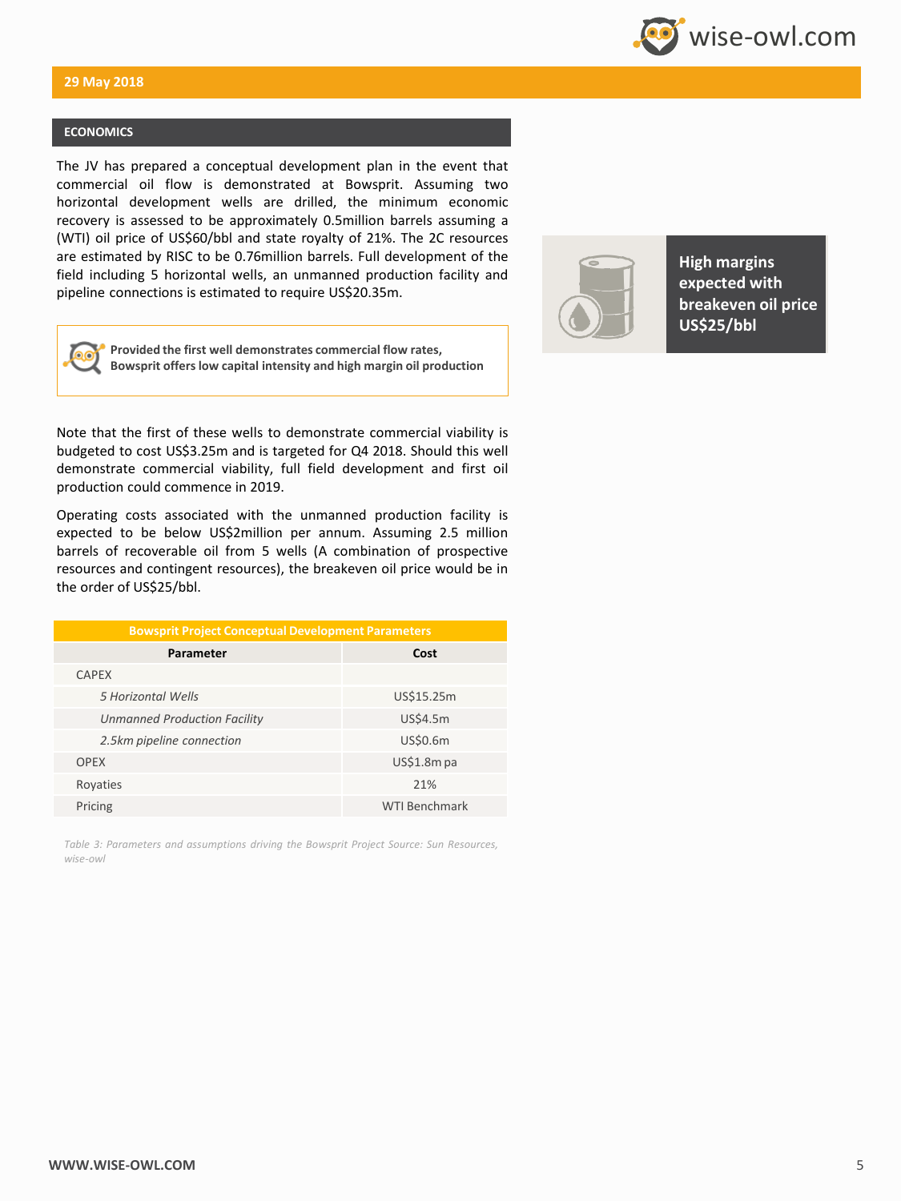## ECONOMICS

The JV has prepared a conceptual development plan in the event that commercial oil flow is demonstrated at Bowsprit. Assuming two horizontal development wells are drilled, the minimum economic recovery is assessed to be approximately 0.5million barrels assuming a (WTI) oil price of US$60/bbl and state royalty of 21%. The 2C resources are estimated by RISC to be 0.76million barrels. Full development of the field including 5 horizontal wells, an unmanned production facility and pipeline connections is estimated to require US$20.35m.

**Provided the first well demonstrates commercial flow rates, Bowsprit offers low capital intensity and high margin oil production**

**High margins expected with breakeven oil price US$25/bbl**

Note that the first of these wells to demonstrate commercial viability is budgeted to cost US$3.25m and is targeted for Q4 2018. Should this well demonstrate commercial viability, full field development and first oil production could commence in 2019.

Operating costs associated with the unmanned production facility is expected to be below US$2million per annum. Assuming 2.5 million barrels of recoverable oil from 5 wells (A combination of prospective resources and contingent resources), the breakeven oil price would be in the order of US$25/bbl.

**Bowsprit Project Conceptual Development Parameters**

| Parameter | Cost |
|---|---|
| CAPEX | |
| *5 Horizontal Wells* | US$15.25m |
| *Unmanned Production Facility* | US$4.5m |
| *2.5km pipeline connection* | US$0.6m |
| OPEX | US$1.8m pa |
| Royaties | 21% |
| Pricing | WTI Benchmark |

*Table 3: Parameters and assumptions driving the Bowsprit Project Source: Sun Resources, wise-owl*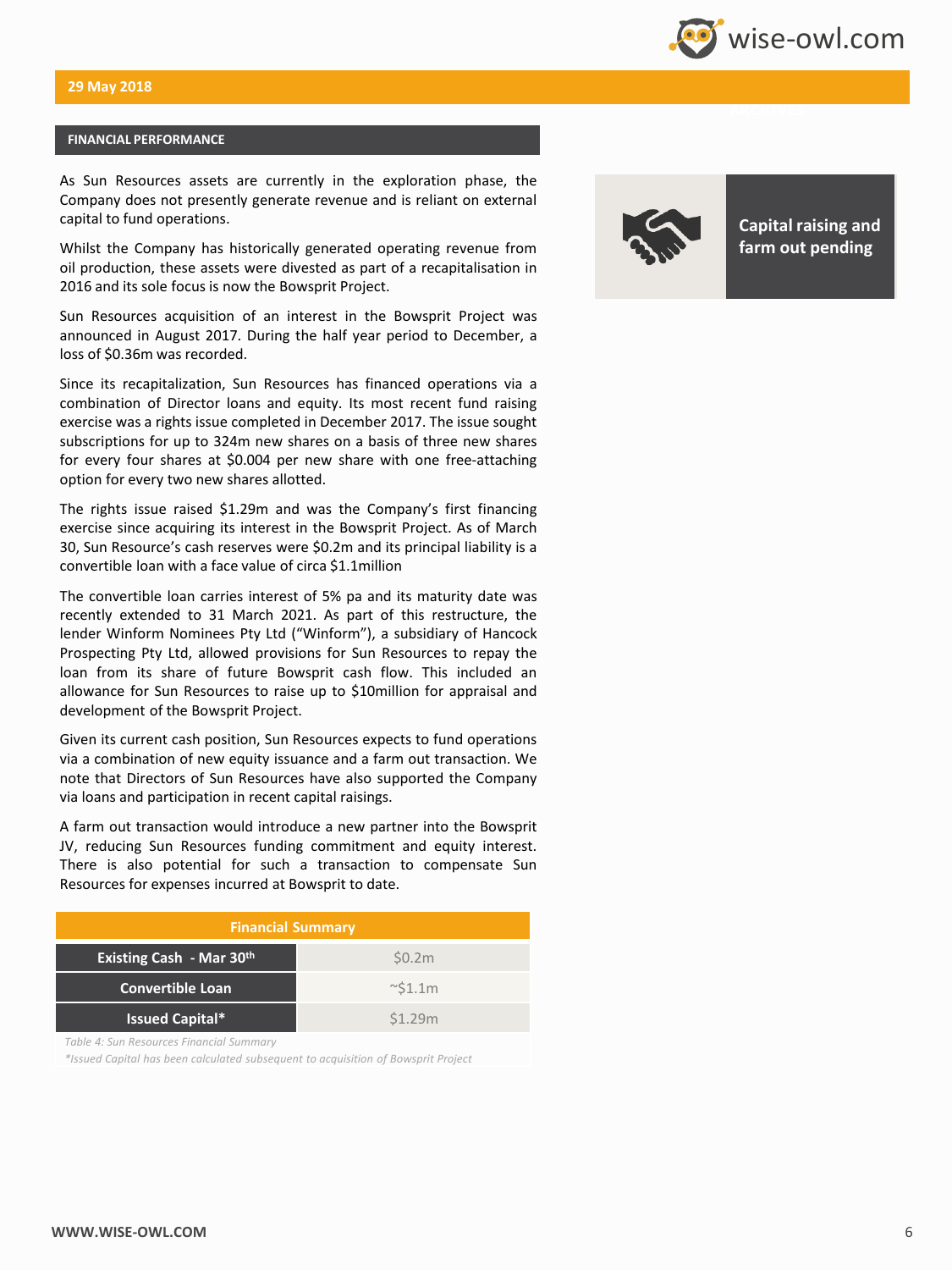## FINANCIAL PERFORMANCE

As Sun Resources assets are currently in the exploration phase, the Company does not presently generate revenue and is reliant on external capital to fund operations.

Whilst the Company has historically generated operating revenue from oil production, these assets were divested as part of a recapitalisation in 2016 and its sole focus is now the Bowsprit Project.

Sun Resources acquisition of an interest in the Bowsprit Project was announced in August 2017. During the half year period to December, a loss of $0.36m was recorded.

Since its recapitalization, Sun Resources has financed operations via a combination of Director loans and equity. Its most recent fund raising exercise was a rights issue completed in December 2017. The issue sought subscriptions for up to 324m new shares on a basis of three new shares for every four shares at $0.004 per new share with one free-attaching option for every two new shares allotted.

The rights issue raised $1.29m and was the Company's first financing exercise since acquiring its interest in the Bowsprit Project. As of March 30, Sun Resource's cash reserves were $0.2m and its principal liability is a convertible loan with a face value of circa $1.1million

The convertible loan carries interest of 5% pa and its maturity date was recently extended to 31 March 2021. As part of this restructure, the lender Winform Nominees Pty Ltd ("Winform"), a subsidiary of Hancock Prospecting Pty Ltd, allowed provisions for Sun Resources to repay the loan from its share of future Bowsprit cash flow. This included an allowance for Sun Resources to raise up to $10million for appraisal and development of the Bowsprit Project.

Given its current cash position, Sun Resources expects to fund operations via a combination of new equity issuance and a farm out transaction. We note that Directors of Sun Resources have also supported the Company via loans and participation in recent capital raisings.

A farm out transaction would introduce a new partner into the Bowsprit JV, reducing Sun Resources funding commitment and equity interest. There is also potential for such a transaction to compensate Sun Resources for expenses incurred at Bowsprit to date.

**Capital raising and farm out pending**

| Financial Summary | |
|---|---|
| **Existing Cash - Mar 30th** | $0.2m |
| **Convertible Loan** | ~$1.1m |
| **Issued Capital*** | $1.29m |

*Table 4: Sun Resources Financial Summary*

*\*Issued Capital has been calculated subsequent to acquisition of Bowsprit Project*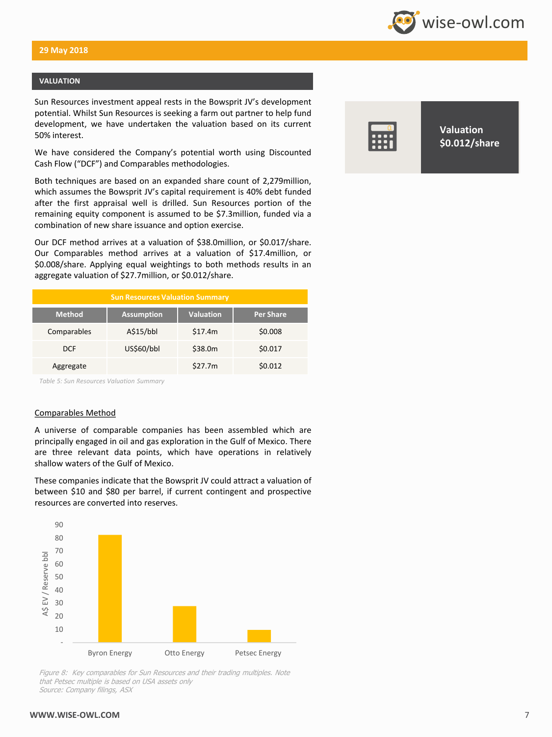29 May 2018

## VALUATION

Sun Resources investment appeal rests in the Bowsprit JV's development potential. Whilst Sun Resources is seeking a farm out partner to help fund development, we have undertaken the valuation based on its current 50% interest.

We have considered the Company's potential worth using Discounted Cash Flow ("DCF") and Comparables methodologies.

Both techniques are based on an expanded share count of 2,279million, which assumes the Bowsprit JV's capital requirement is 40% debt funded after the first appraisal well is drilled. Sun Resources portion of the remaining equity component is assumed to be $7.3million, funded via a combination of new share issuance and option exercise.

Our DCF method arrives at a valuation of $38.0million, or $0.017/share. Our Comparables method arrives at a valuation of $17.4million, or $0.008/share. Applying equal weightings to both methods results in an aggregate valuation of $27.7million, or $0.012/share.

**Valuation $0.012/share**

| Sun Resources Valuation Summary | | | |
|---|---|---|---|
| **Method** | **Assumption** | **Valuation** | **Per Share** |
| Comparables | A$15/bbl | $17.4m | $0.008 |
| DCF | US$60/bbl | $38.0m | $0.017 |
| Aggregate | | $27.7m | $0.012 |

*Table 5: Sun Resources Valuation Summary*

### Comparables Method

A universe of comparable companies has been assembled which are principally engaged in oil and gas exploration in the Gulf of Mexico. There are three relevant data points, which have operations in relatively shallow waters of the Gulf of Mexico.

These companies indicate that the Bowsprit JV could attract a valuation of between $10 and $80 per barrel, if current contingent and prospective resources are converted into reserves.

| Company | A$ EV / Reserve bbl |
|---|---|
| Byron Energy | ~82 |
| Otto Energy | ~28 |
| Petsec Energy | ~10 |

*Figure 8: Key comparables for Sun Resources and their trading multiples. Note that Petsec multiple is based on USA assets only*
*Source: Company filings, ASX*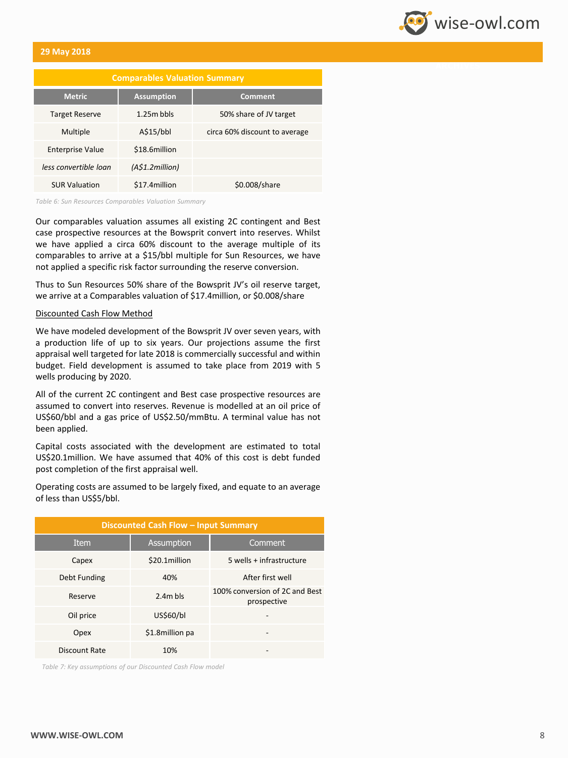**29 May 2018**

| Comparables Valuation Summary | | |
|---|---|---|
| **Metric** | **Assumption** | **Comment** |
| Target Reserve | 1.25m bbls | 50% share of JV target |
| Multiple | A$15/bbl | circa 60% discount to average |
| Enterprise Value | $18.6million | |
| *less convertible loan* | *(A$1.2million)* | |
| SUR Valuation | $17.4million | $0.008/share |

*Table 6: Sun Resources Comparables Valuation Summary*

Our comparables valuation assumes all existing 2C contingent and Best case prospective resources at the Bowsprit convert into reserves. Whilst we have applied a circa 60% discount to the average multiple of its comparables to arrive at a $15/bbl multiple for Sun Resources, we have not applied a specific risk factor surrounding the reserve conversion.

Thus to Sun Resources 50% share of the Bowsprit JV's oil reserve target, we arrive at a Comparables valuation of $17.4million, or $0.008/share

<u>Discounted Cash Flow Method</u>

We have modeled development of the Bowsprit JV over seven years, with a production life of up to six years. Our projections assume the first appraisal well targeted for late 2018 is commercially successful and within budget. Field development is assumed to take place from 2019 with 5 wells producing by 2020.

All of the current 2C contingent and Best case prospective resources are assumed to convert into reserves. Revenue is modelled at an oil price of US$60/bbl and a gas price of US$2.50/mmBtu. A terminal value has not been applied.

Capital costs associated with the development are estimated to total US$20.1million. We have assumed that 40% of this cost is debt funded post completion of the first appraisal well.

Operating costs are assumed to be largely fixed, and equate to an average of less than US$5/bbl.

| Discounted Cash Flow – Input Summary | | |
|---|---|---|
| Item | Assumption | Comment |
| Capex | $20.1million | 5 wells + infrastructure |
| Debt Funding | 40% | After first well |
| Reserve | 2.4m bls | 100% conversion of 2C and Best prospective |
| Oil price | US$60/bl | - |
| Opex | $1.8million pa | - |
| Discount Rate | 10% | - |

*Table 7: Key assumptions of our Discounted Cash Flow model*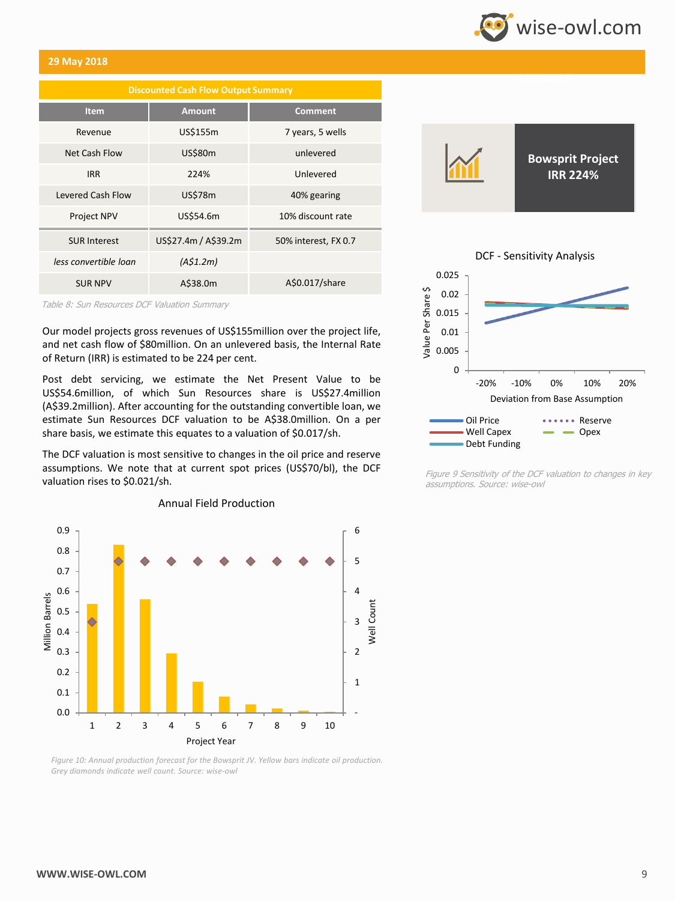29 May 2018

| Discounted Cash Flow Output Summary | | |
|---|---|---|
| **Item** | **Amount** | **Comment** |
| Revenue | US$155m | 7 years, 5 wells |
| Net Cash Flow | US$80m | unlevered |
| IRR | 224% | Unlevered |
| Levered Cash Flow | US$78m | 40% gearing |
| Project NPV | US$54.6m | 10% discount rate |
| SUR Interest | US$27.4m / A$39.2m | 50% interest, FX 0.7 |
| *less convertible loan* | *(A$1.2m)* | |
| SUR NPV | A$38.0m | A$0.017/share |

*Table 8: Sun Resources DCF Valuation Summary*

**Bowsprit Project IRR 224%**

Our model projects gross revenues of US$155million over the project life, and net cash flow of $80million. On an unlevered basis, the Internal Rate of Return (IRR) is estimated to be 224 per cent.

Post debt servicing, we estimate the Net Present Value to be US$54.6million, of which Sun Resources share is US$27.4million (A$39.2million). After accounting for the outstanding convertible loan, we estimate Sun Resources DCF valuation to be A$38.0million. On a per share basis, we estimate this equates to a valuation of $0.017/sh.

The DCF valuation is most sensitive to changes in the oil price and reserve assumptions. We note that at current spot prices (US$70/bl), the DCF valuation rises to $0.021/sh.

*Figure 9 Sensitivity of the DCF valuation to changes in key assumptions. Source: wise-owl*

*Figure 10: Annual production forecast for the Bowsprit JV. Yellow bars indicate oil production. Grey diamonds indicate well count. Source: wise-owl*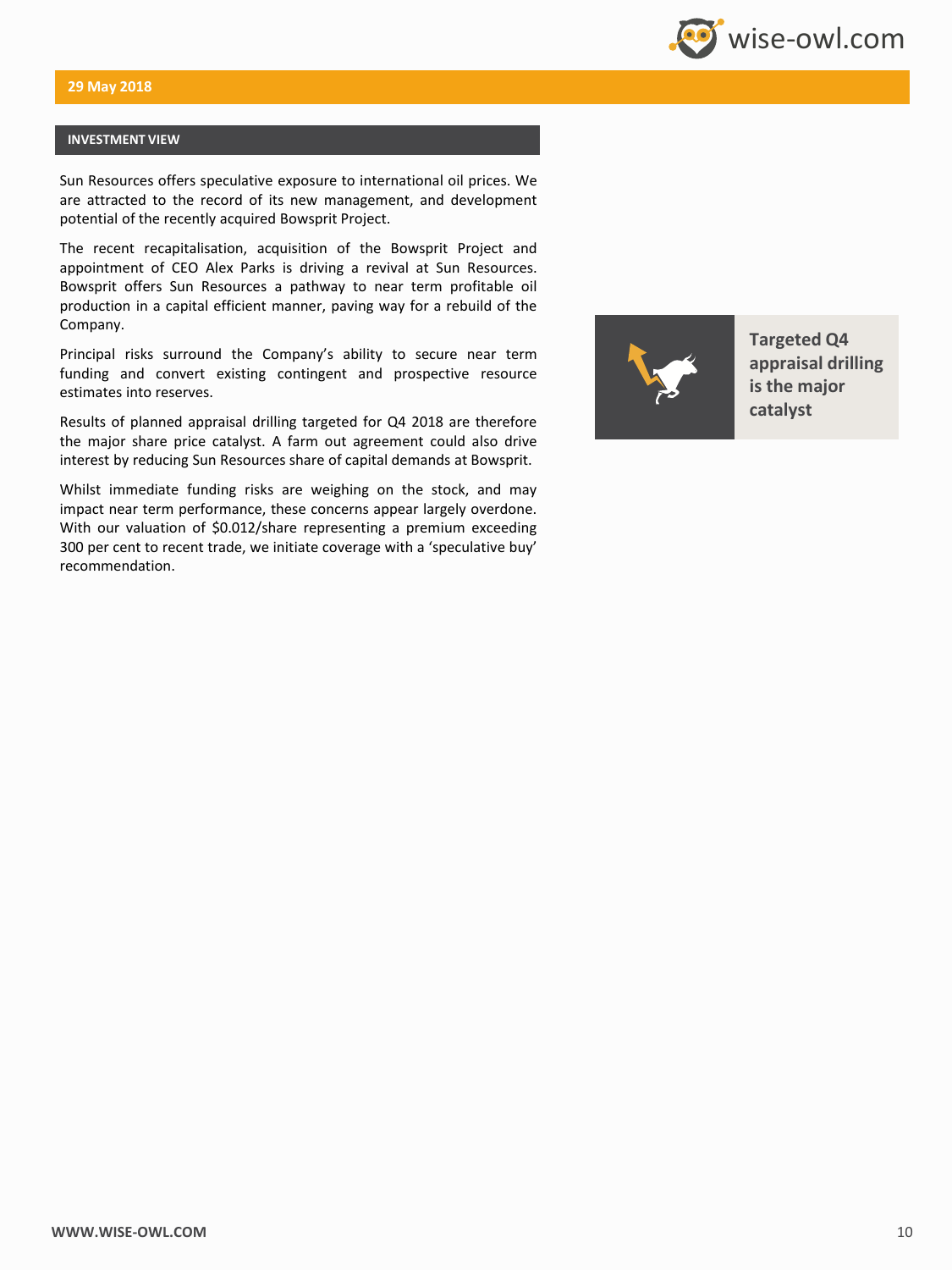29 May 2018

## INVESTMENT VIEW

Sun Resources offers speculative exposure to international oil prices. We are attracted to the record of its new management, and development potential of the recently acquired Bowsprit Project.

The recent recapitalisation, acquisition of the Bowsprit Project and appointment of CEO Alex Parks is driving a revival at Sun Resources. Bowsprit offers Sun Resources a pathway to near term profitable oil production in a capital efficient manner, paving way for a rebuild of the Company.

Principal risks surround the Company's ability to secure near term funding and convert existing contingent and prospective resource estimates into reserves.

Results of planned appraisal drilling targeted for Q4 2018 are therefore the major share price catalyst. A farm out agreement could also drive interest by reducing Sun Resources share of capital demands at Bowsprit.

Whilst immediate funding risks are weighing on the stock, and may impact near term performance, these concerns appear largely overdone. With our valuation of $0.012/share representing a premium exceeding 300 per cent to recent trade, we initiate coverage with a 'speculative buy' recommendation.

**Targeted Q4 appraisal drilling is the major catalyst**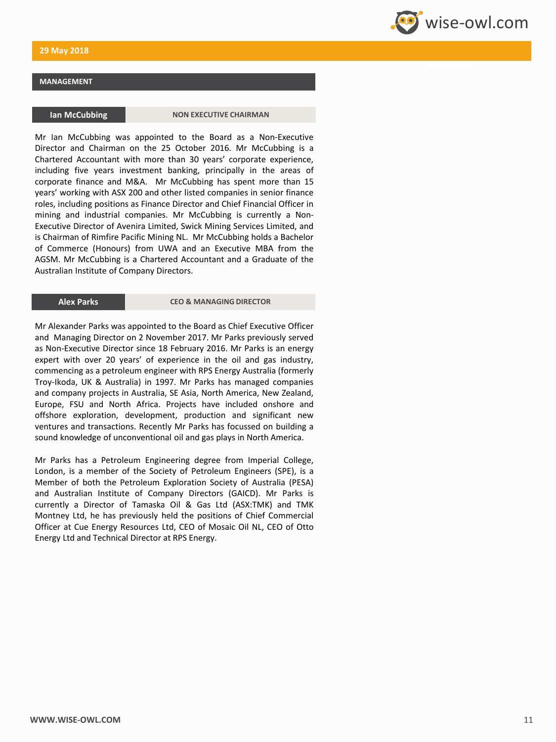## MANAGEMENT

### Ian McCubbing — NON EXECUTIVE CHAIRMAN

Mr Ian McCubbing was appointed to the Board as a Non-Executive Director and Chairman on the 25 October 2016. Mr McCubbing is a Chartered Accountant with more than 30 years' corporate experience, including five years investment banking, principally in the areas of corporate finance and M&A. Mr McCubbing has spent more than 15 years' working with ASX 200 and other listed companies in senior finance roles, including positions as Finance Director and Chief Financial Officer in mining and industrial companies. Mr McCubbing is currently a Non-Executive Director of Avenira Limited, Swick Mining Services Limited, and is Chairman of Rimfire Pacific Mining NL. Mr McCubbing holds a Bachelor of Commerce (Honours) from UWA and an Executive MBA from the AGSM. Mr McCubbing is a Chartered Accountant and a Graduate of the Australian Institute of Company Directors.

### Alex Parks — CEO & MANAGING DIRECTOR

Mr Alexander Parks was appointed to the Board as Chief Executive Officer and Managing Director on 2 November 2017. Mr Parks previously served as Non-Executive Director since 18 February 2016. Mr Parks is an energy expert with over 20 years' of experience in the oil and gas industry, commencing as a petroleum engineer with RPS Energy Australia (formerly Troy-Ikoda, UK & Australia) in 1997. Mr Parks has managed companies and company projects in Australia, SE Asia, North America, New Zealand, Europe, FSU and North Africa. Projects have included onshore and offshore exploration, development, production and significant new ventures and transactions. Recently Mr Parks has focussed on building a sound knowledge of unconventional oil and gas plays in North America.

Mr Parks has a Petroleum Engineering degree from Imperial College, London, is a member of the Society of Petroleum Engineers (SPE), is a Member of both the Petroleum Exploration Society of Australia (PESA) and Australian Institute of Company Directors (GAICD). Mr Parks is currently a Director of Tamaska Oil & Gas Ltd (ASX:TMK) and TMK Montney Ltd, he has previously held the positions of Chief Commercial Officer at Cue Energy Resources Ltd, CEO of Mosaic Oil NL, CEO of Otto Energy Ltd and Technical Director at RPS Energy.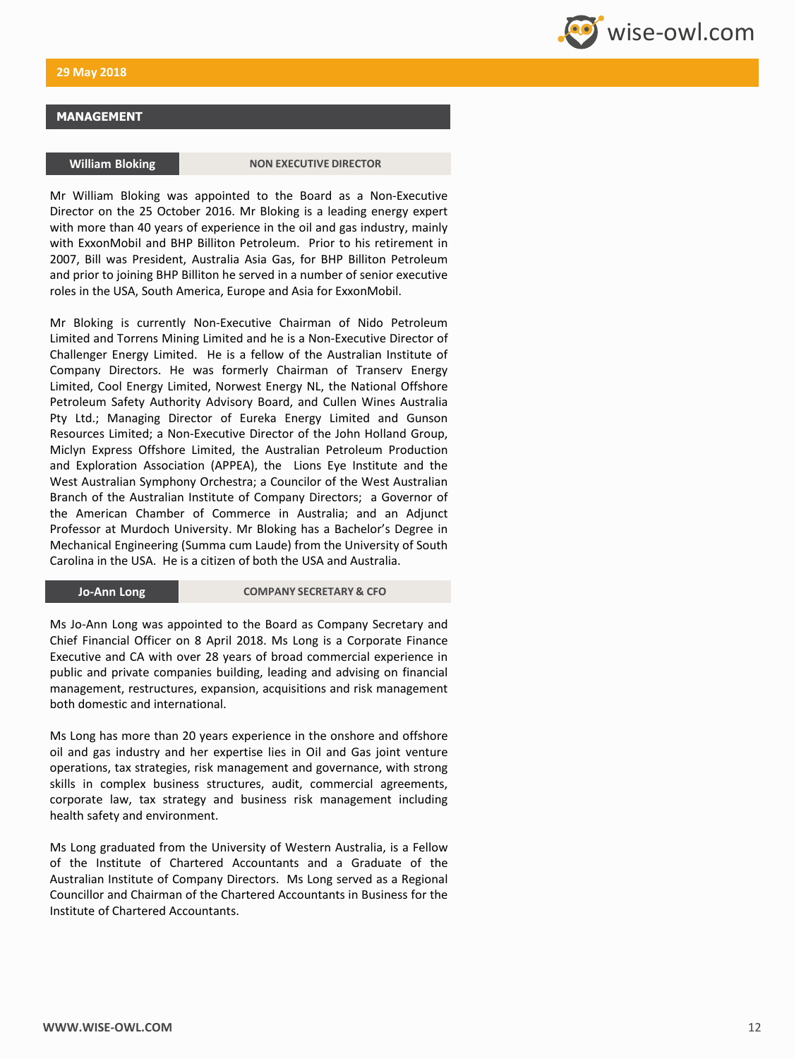## MANAGEMENT

### William Bloking — NON EXECUTIVE DIRECTOR

Mr William Bloking was appointed to the Board as a Non-Executive Director on the 25 October 2016. Mr Bloking is a leading energy expert with more than 40 years of experience in the oil and gas industry, mainly with ExxonMobil and BHP Billiton Petroleum. Prior to his retirement in 2007, Bill was President, Australia Asia Gas, for BHP Billiton Petroleum and prior to joining BHP Billiton he served in a number of senior executive roles in the USA, South America, Europe and Asia for ExxonMobil.

Mr Bloking is currently Non-Executive Chairman of Nido Petroleum Limited and Torrens Mining Limited and he is a Non-Executive Director of Challenger Energy Limited. He is a fellow of the Australian Institute of Company Directors. He was formerly Chairman of Transerv Energy Limited, Cool Energy Limited, Norwest Energy NL, the National Offshore Petroleum Safety Authority Advisory Board, and Cullen Wines Australia Pty Ltd.; Managing Director of Eureka Energy Limited and Gunson Resources Limited; a Non-Executive Director of the John Holland Group, Miclyn Express Offshore Limited, the Australian Petroleum Production and Exploration Association (APPEA), the Lions Eye Institute and the West Australian Symphony Orchestra; a Councilor of the West Australian Branch of the Australian Institute of Company Directors; a Governor of the American Chamber of Commerce in Australia; and an Adjunct Professor at Murdoch University. Mr Bloking has a Bachelor's Degree in Mechanical Engineering (Summa cum Laude) from the University of South Carolina in the USA. He is a citizen of both the USA and Australia.

### Jo-Ann Long — COMPANY SECRETARY & CFO

Ms Jo-Ann Long was appointed to the Board as Company Secretary and Chief Financial Officer on 8 April 2018. Ms Long is a Corporate Finance Executive and CA with over 28 years of broad commercial experience in public and private companies building, leading and advising on financial management, restructures, expansion, acquisitions and risk management both domestic and international.

Ms Long has more than 20 years experience in the onshore and offshore oil and gas industry and her expertise lies in Oil and Gas joint venture operations, tax strategies, risk management and governance, with strong skills in complex business structures, audit, commercial agreements, corporate law, tax strategy and business risk management including health safety and environment.

Ms Long graduated from the University of Western Australia, is a Fellow of the Institute of Chartered Accountants and a Graduate of the Australian Institute of Company Directors. Ms Long served as a Regional Councillor and Chairman of the Chartered Accountants in Business for the Institute of Chartered Accountants.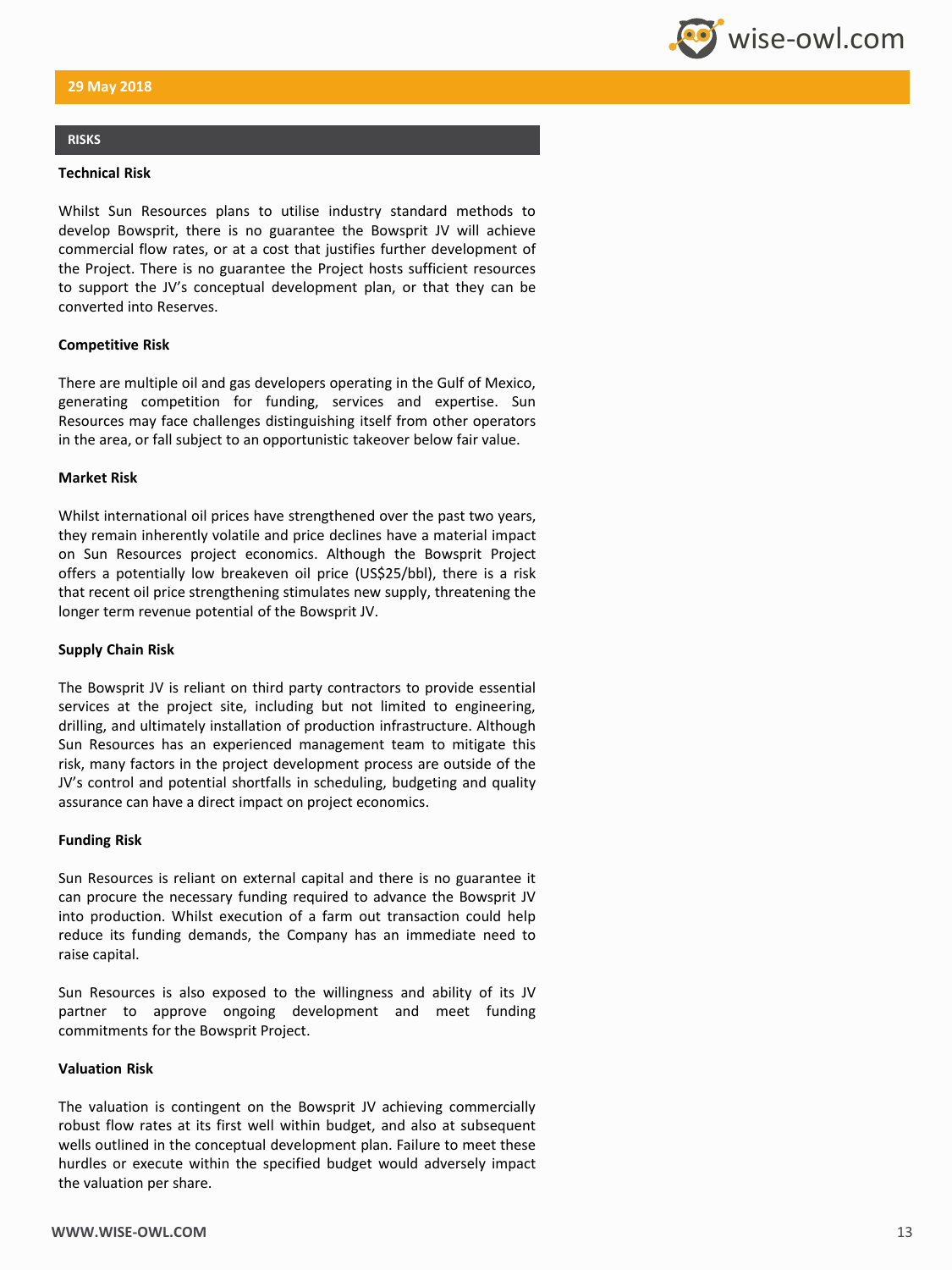## RISKS

### Technical Risk

Whilst Sun Resources plans to utilise industry standard methods to develop Bowsprit, there is no guarantee the Bowsprit JV will achieve commercial flow rates, or at a cost that justifies further development of the Project. There is no guarantee the Project hosts sufficient resources to support the JV's conceptual development plan, or that they can be converted into Reserves.

### Competitive Risk

There are multiple oil and gas developers operating in the Gulf of Mexico, generating competition for funding, services and expertise. Sun Resources may face challenges distinguishing itself from other operators in the area, or fall subject to an opportunistic takeover below fair value.

### Market Risk

Whilst international oil prices have strengthened over the past two years, they remain inherently volatile and price declines have a material impact on Sun Resources project economics. Although the Bowsprit Project offers a potentially low breakeven oil price (US$25/bbl), there is a risk that recent oil price strengthening stimulates new supply, threatening the longer term revenue potential of the Bowsprit JV.

### Supply Chain Risk

The Bowsprit JV is reliant on third party contractors to provide essential services at the project site, including but not limited to engineering, drilling, and ultimately installation of production infrastructure. Although Sun Resources has an experienced management team to mitigate this risk, many factors in the project development process are outside of the JV's control and potential shortfalls in scheduling, budgeting and quality assurance can have a direct impact on project economics.

### Funding Risk

Sun Resources is reliant on external capital and there is no guarantee it can procure the necessary funding required to advance the Bowsprit JV into production. Whilst execution of a farm out transaction could help reduce its funding demands, the Company has an immediate need to raise capital.

Sun Resources is also exposed to the willingness and ability of its JV partner to approve ongoing development and meet funding commitments for the Bowsprit Project.

### Valuation Risk

The valuation is contingent on the Bowsprit JV achieving commercially robust flow rates at its first well within budget, and also at subsequent wells outlined in the conceptual development plan. Failure to meet these hurdles or execute within the specified budget would adversely impact the valuation per share.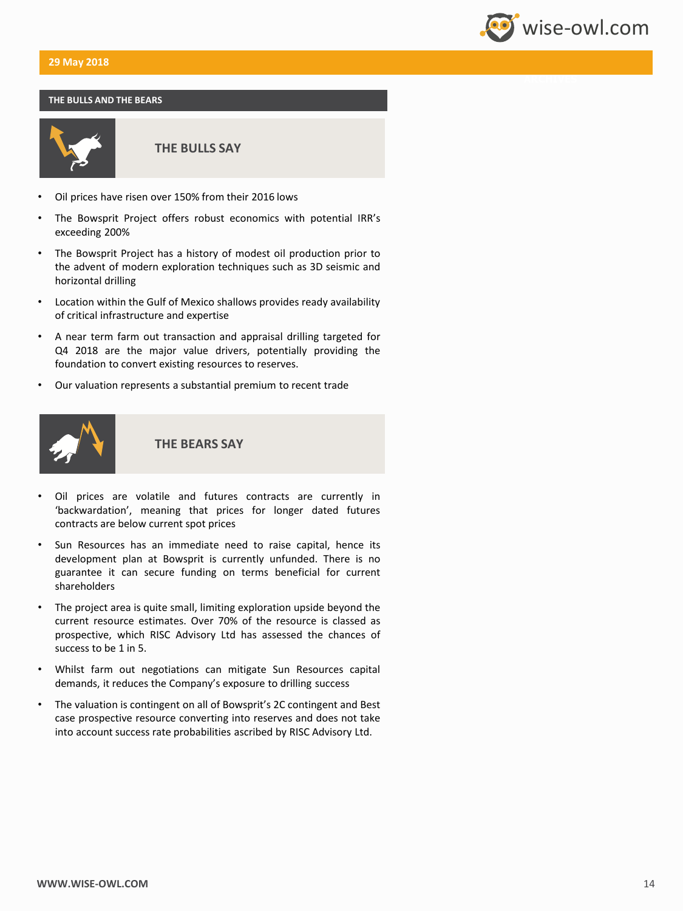29 May 2018

## THE BULLS AND THE BEARS

### THE BULLS SAY

- Oil prices have risen over 150% from their 2016 lows
- The Bowsprit Project offers robust economics with potential IRR's exceeding 200%
- The Bowsprit Project has a history of modest oil production prior to the advent of modern exploration techniques such as 3D seismic and horizontal drilling
- Location within the Gulf of Mexico shallows provides ready availability of critical infrastructure and expertise
- A near term farm out transaction and appraisal drilling targeted for Q4 2018 are the major value drivers, potentially providing the foundation to convert existing resources to reserves.
- Our valuation represents a substantial premium to recent trade

### THE BEARS SAY

- Oil prices are volatile and futures contracts are currently in 'backwardation', meaning that prices for longer dated futures contracts are below current spot prices
- Sun Resources has an immediate need to raise capital, hence its development plan at Bowsprit is currently unfunded. There is no guarantee it can secure funding on terms beneficial for current shareholders
- The project area is quite small, limiting exploration upside beyond the current resource estimates. Over 70% of the resource is classed as prospective, which RISC Advisory Ltd has assessed the chances of success to be 1 in 5.
- Whilst farm out negotiations can mitigate Sun Resources capital demands, it reduces the Company's exposure to drilling success
- The valuation is contingent on all of Bowsprit's 2C contingent and Best case prospective resource converting into reserves and does not take into account success rate probabilities ascribed by RISC Advisory Ltd.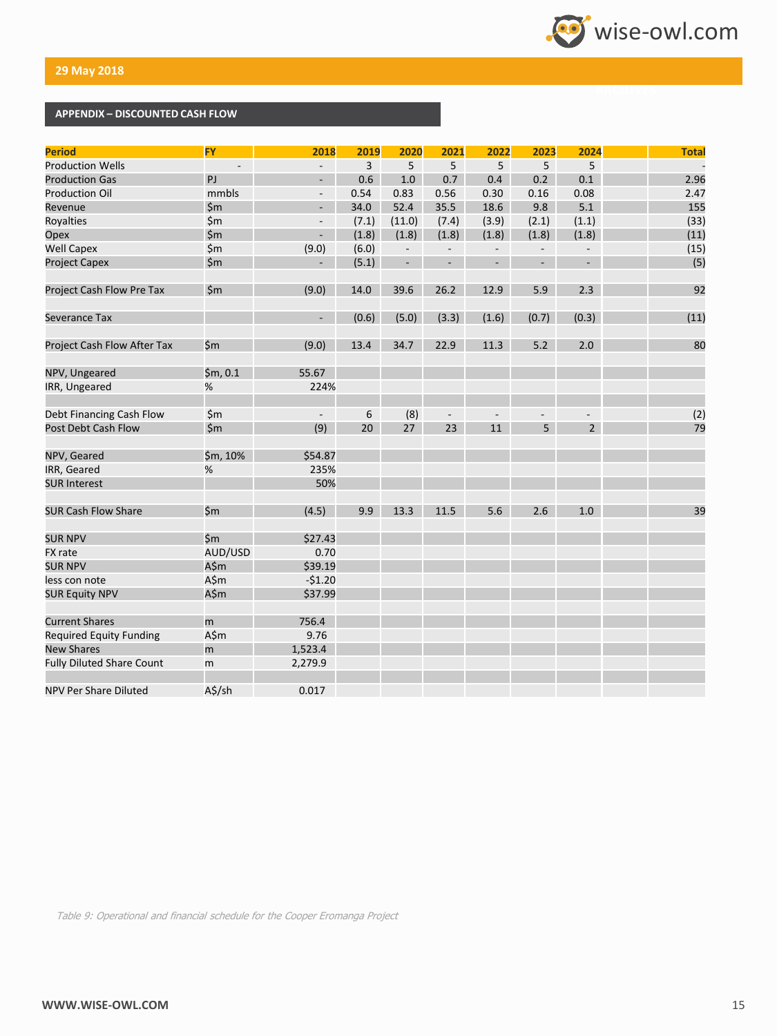29 May 2018

## APPENDIX – DISCOUNTED CASH FLOW

| Period | FY | 2018 | 2019 | 2020 | 2021 | 2022 | 2023 | 2024 | | Total |
|---|---|---|---|---|---|---|---|---|---|---|
| Production Wells | - | - | 3 | 5 | 5 | 5 | 5 | 5 | | - |
| Production Gas | PJ | - | 0.6 | 1.0 | 0.7 | 0.4 | 0.2 | 0.1 | | 2.96 |
| Production Oil | mmbls | - | 0.54 | 0.83 | 0.56 | 0.30 | 0.16 | 0.08 | | 2.47 |
| Revenue | $m | - | 34.0 | 52.4 | 35.5 | 18.6 | 9.8 | 5.1 | | 155 |
| Royalties | $m | - | (7.1) | (11.0) | (7.4) | (3.9) | (2.1) | (1.1) | | (33) |
| Opex | $m | - | (1.8) | (1.8) | (1.8) | (1.8) | (1.8) | (1.8) | | (11) |
| Well Capex | $m | (9.0) | (6.0) | - | - | - | - | - | | (15) |
| Project Capex | $m | - | (5.1) | - | - | - | - | - | | (5) |
| | | | | | | | | | | |
| Project Cash Flow Pre Tax | $m | (9.0) | 14.0 | 39.6 | 26.2 | 12.9 | 5.9 | 2.3 | | 92 |
| | | | | | | | | | | |
| Severance Tax | | - | (0.6) | (5.0) | (3.3) | (1.6) | (0.7) | (0.3) | | (11) |
| | | | | | | | | | | |
| Project Cash Flow After Tax | $m | (9.0) | 13.4 | 34.7 | 22.9 | 11.3 | 5.2 | 2.0 | | 80 |
| | | | | | | | | | | |
| NPV, Ungeared | $m, 0.1 | 55.67 | | | | | | | | |
| IRR, Ungeared | % | 224% | | | | | | | | |
| | | | | | | | | | | |
| Debt Financing Cash Flow | $m | - | 6 | (8) | - | - | - | - | | (2) |
| Post Debt Cash Flow | $m | (9) | 20 | 27 | 23 | 11 | 5 | 2 | | 79 |
| | | | | | | | | | | |
| NPV, Geared | $m, 10% | $54.87 | | | | | | | | |
| IRR, Geared | % | 235% | | | | | | | | |
| SUR Interest | | 50% | | | | | | | | |
| | | | | | | | | | | |
| SUR Cash Flow Share | $m | (4.5) | 9.9 | 13.3 | 11.5 | 5.6 | 2.6 | 1.0 | | 39 |
| | | | | | | | | | | |
| SUR NPV | $m | $27.43 | | | | | | | | |
| FX rate | AUD/USD | 0.70 | | | | | | | | |
| SUR NPV | A$m | $39.19 | | | | | | | | |
| less con note | A$m | -$1.20 | | | | | | | | |
| SUR Equity NPV | A$m | $37.99 | | | | | | | | |
| | | | | | | | | | | |
| Current Shares | m | 756.4 | | | | | | | | |
| Required Equity Funding | A$m | 9.76 | | | | | | | | |
| New Shares | m | 1,523.4 | | | | | | | | |
| Fully Diluted Share Count | m | 2,279.9 | | | | | | | | |
| | | | | | | | | | | |
| NPV Per Share Diluted | A$/sh | 0.017 | | | | | | | | |

*Table 9: Operational and financial schedule for the Cooper Eromanga Project*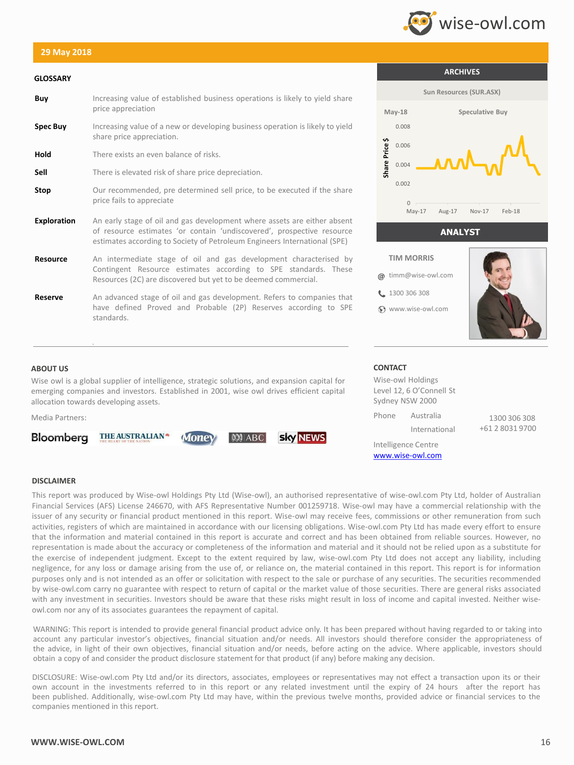29 May 2018

## GLOSSARY

**Buy** Increasing value of established business operations is likely to yield share price appreciation

**Spec Buy** Increasing value of a new or developing business operation is likely to yield share price appreciation.

**Hold** There exists an even balance of risks.

**Sell** There is elevated risk of share price depreciation.

**Stop** Our recommended, pre determined sell price, to be executed if the share price fails to appreciate

**Exploration** An early stage of oil and gas development where assets are either absent of resource estimates 'or contain 'undiscovered', prospective resource estimates according to Society of Petroleum Engineers International (SPE)

**Resource** An intermediate stage of oil and gas development characterised by Contingent Resource estimates according to SPE standards. These Resources (2C) are discovered but yet to be deemed commercial.

**Reserve** An advanced stage of oil and gas development. Refers to companies that have defined Proved and Probable (2P) Reserves according to SPE standards.

## ARCHIVES

Sun Resources (SUR.ASX)

May-18 Speculative Buy

Share Price $

0.008
0.006
0.004
0.002
0

May-17 Aug-17 Nov-17 Feb-18

## ANALYST

**TIM MORRIS**

@ timm@wise-owl.com

1300 306 308

www.wise-owl.com

## ABOUT US

Wise owl is a global supplier of intelligence, strategic solutions, and expansion capital for emerging companies and investors. Established in 2001, wise owl drives efficient capital allocation towards developing assets.

Media Partners:

Bloomberg THE AUSTRALIAN Money ABC sky NEWS

## CONTACT

Wise-owl Holdings
Level 12, 6 O'Connell St
Sydney NSW 2000

Phone Australia 1300 306 308
International +61 2 8031 9700

Intelligence Centre
www.wise-owl.com

## DISCLAIMER

This report was produced by Wise-owl Holdings Pty Ltd (Wise-owl), an authorised representative of wise-owl.com Pty Ltd, holder of Australian Financial Services (AFS) License 246670, with AFS Representative Number 001259718. Wise-owl may have a commercial relationship with the issuer of any security or financial product mentioned in this report. Wise-owl may receive fees, commissions or other remuneration from such activities, registers of which are maintained in accordance with our licensing obligations. Wise-owl.com Pty Ltd has made every effort to ensure that the information and material contained in this report is accurate and correct and has been obtained from reliable sources. However, no representation is made about the accuracy or completeness of the information and material and it should not be relied upon as a substitute for the exercise of independent judgment. Except to the extent required by law, wise-owl.com Pty Ltd does not accept any liability, including negligence, for any loss or damage arising from the use of, or reliance on, the material contained in this report. This report is for information purposes only and is not intended as an offer or solicitation with respect to the sale or purchase of any securities. The securities recommended by wise-owl.com carry no guarantee with respect to return of capital or the market value of those securities. There are general risks associated with any investment in securities. Investors should be aware that these risks might result in loss of income and capital invested. Neither wise-owl.com nor any of its associates guarantees the repayment of capital.

WARNING: This report is intended to provide general financial product advice only. It has been prepared without having regarded to or taking into account any particular investor's objectives, financial situation and/or needs. All investors should therefore consider the appropriateness of the advice, in light of their own objectives, financial situation and/or needs, before acting on the advice. Where applicable, investors should obtain a copy of and consider the product disclosure statement for that product (if any) before making any decision.

DISCLOSURE: Wise-owl.com Pty Ltd and/or its directors, associates, employees or representatives may not effect a transaction upon its or their own account in the investments referred to in this report or any related investment until the expiry of 24 hours after the report has been published. Additionally, wise-owl.com Pty Ltd may have, within the previous twelve months, provided advice or financial services to the companies mentioned in this report.